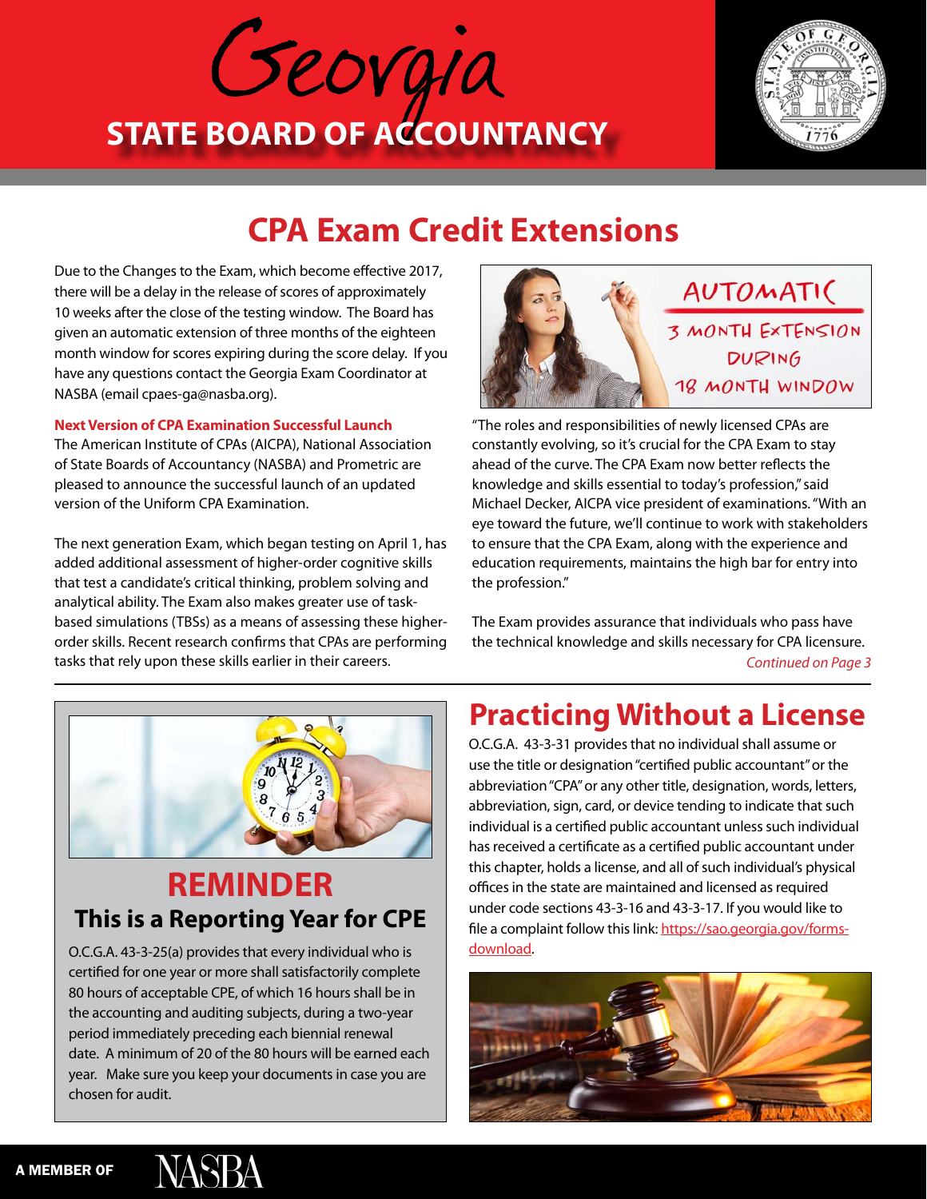# Georgia STATE BOARD OF ACCOUNTANCY

## CPA Exam Credit Extensions

Due to the Changes to the Exam, which become effective 2017, there will be a delay in the release of scores of approximately 10 weeks after the close of the testing window. The Board has given an automatic extension of three months of the eighteen month window for scores expiring during the score delay. If you have any questions contact the Georgia Exam Coordinator at NASBA (email cpaes-ga@nasba.org).

AUTOMATIC 3 MONTH EXTENSION DURING 18 MONTH WINDOW

### Next Version of CPA Examination Successful Launch

The American Institute of CPAs (AICPA), National Association of State Boards of Accountancy (NASBA) and Prometric are pleased to announce the successful launch of an updated version of the Uniform CPA Examination.

The next generation Exam, which began testing on April 1, has added additional assessment of higher-order cognitive skills that test a candidate's critical thinking, problem solving and analytical ability. The Exam also makes greater use of task-based simulations (TBSs) as a means of assessing these higher-order skills. Recent research confirms that CPAs are performing tasks that rely upon these skills earlier in their careers.

"The roles and responsibilities of newly licensed CPAs are constantly evolving, so it's crucial for the CPA Exam to stay ahead of the curve. The CPA Exam now better reflects the knowledge and skills essential to today's profession," said Michael Decker, AICPA vice president of examinations. "With an eye toward the future, we'll continue to work with stakeholders to ensure that the CPA Exam, along with the experience and education requirements, maintains the high bar for entry into the profession."

The Exam provides assurance that individuals who pass have the technical knowledge and skills necessary for CPA licensure.

*Continued on Page 3*

## REMINDER

### This is a Reporting Year for CPE

O.C.G.A. 43-3-25(a) provides that every individual who is certified for one year or more shall satisfactorily complete 80 hours of acceptable CPE, of which 16 hours shall be in the accounting and auditing subjects, during a two-year period immediately preceding each biennial renewal date. A minimum of 20 of the 80 hours will be earned each year. Make sure you keep your documents in case you are chosen for audit.

## Practicing Without a License

O.C.G.A. 43-3-31 provides that no individual shall assume or use the title or designation "certified public accountant" or the abbreviation "CPA" or any other title, designation, words, letters, abbreviation, sign, card, or device tending to indicate that such individual is a certified public accountant unless such individual has received a certificate as a certified public accountant under this chapter, holds a license, and all of such individual's physical offices in the state are maintained and licensed as required under code sections 43-3-16 and 43-3-17. If you would like to file a complaint follow this link: [https://sao.georgia.gov/forms-download](https://sao.georgia.gov/forms-download).

A MEMBER OF NASBA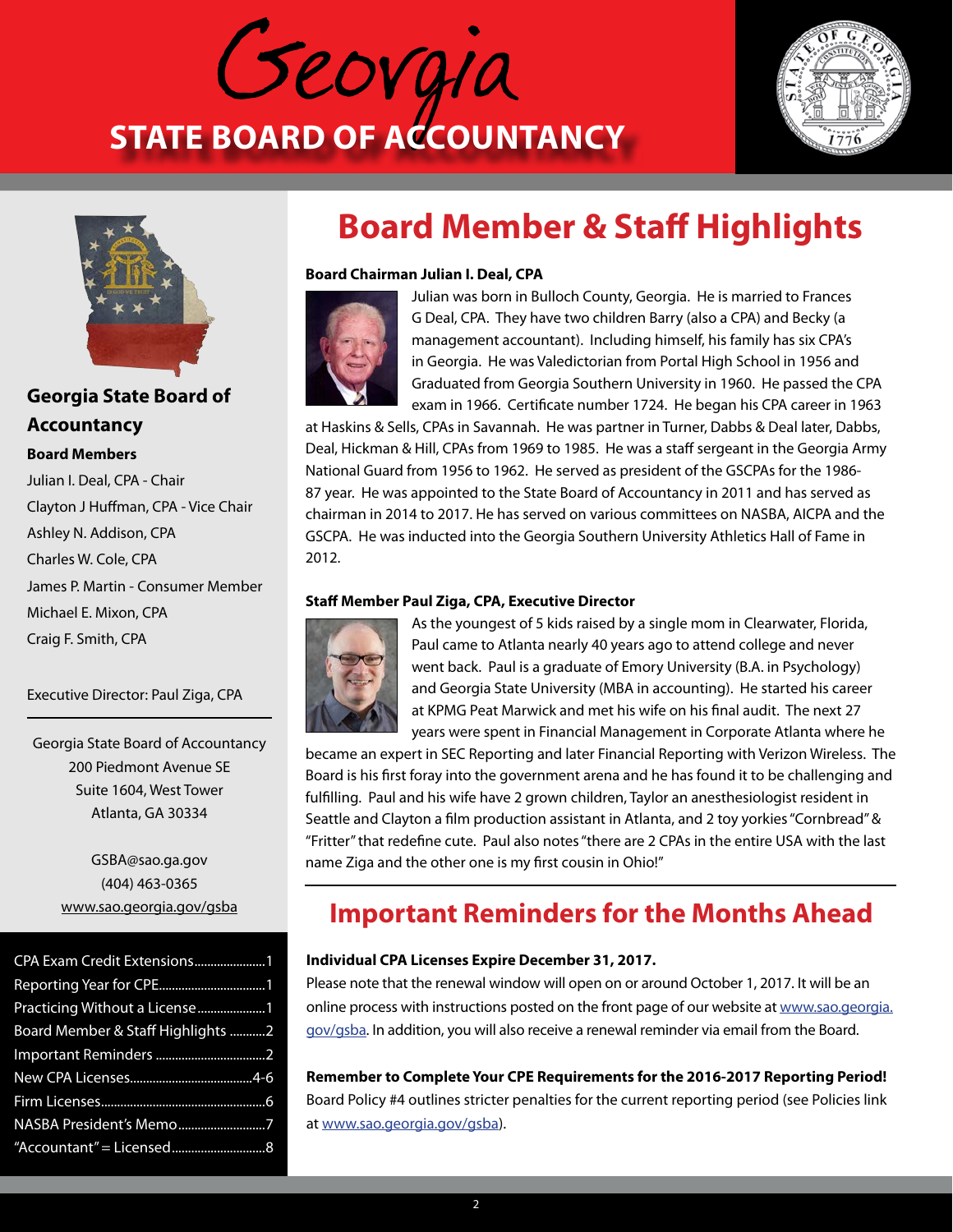# Georgia STATE BOARD OF ACCOUNTANCY

## Georgia State Board of Accountancy

**Board Members**

Julian I. Deal, CPA - Chair
Clayton J Huffman, CPA - Vice Chair
Ashley N. Addison, CPA
Charles W. Cole, CPA
James P. Martin - Consumer Member
Michael E. Mixon, CPA
Craig F. Smith, CPA

Executive Director: Paul Ziga, CPA

Georgia State Board of Accountancy
200 Piedmont Avenue SE
Suite 1604, West Tower
Atlanta, GA 30334

GSBA@sao.ga.gov
(404) 463-0365
www.sao.georgia.gov/gsba

CPA Exam Credit Extensions......................1
Reporting Year for CPE.................................1
Practicing Without a License.....................1
Board Member & Staff Highlights ...........2
Important Reminders .................................2
New CPA Licenses.....................................4-6
Firm Licenses..................................................6
NASBA President's Memo..........................7
"Accountant" = Licensed............................8

# Board Member & Staff Highlights

**Board Chairman Julian I. Deal, CPA**

Julian was born in Bulloch County, Georgia. He is married to Frances G Deal, CPA. They have two children Barry (also a CPA) and Becky (a management accountant). Including himself, his family has six CPA's in Georgia. He was Valedictorian from Portal High School in 1956 and Graduated from Georgia Southern University in 1960. He passed the CPA exam in 1966. Certificate number 1724. He began his CPA career in 1963 at Haskins & Sells, CPAs in Savannah. He was partner in Turner, Dabbs & Deal later, Dabbs, Deal, Hickman & Hill, CPAs from 1969 to 1985. He was a staff sergeant in the Georgia Army National Guard from 1956 to 1962. He served as president of the GSCPAs for the 1986-87 year. He was appointed to the State Board of Accountancy in 2011 and has served as chairman in 2014 to 2017. He has served on various committees on NASBA, AICPA and the GSCPA. He was inducted into the Georgia Southern University Athletics Hall of Fame in 2012.

**Staff Member Paul Ziga, CPA, Executive Director**

As the youngest of 5 kids raised by a single mom in Clearwater, Florida, Paul came to Atlanta nearly 40 years ago to attend college and never went back. Paul is a graduate of Emory University (B.A. in Psychology) and Georgia State University (MBA in accounting). He started his career at KPMG Peat Marwick and met his wife on his final audit. The next 27 years were spent in Financial Management in Corporate Atlanta where he became an expert in SEC Reporting and later Financial Reporting with Verizon Wireless. The Board is his first foray into the government arena and he has found it to be challenging and fulfilling. Paul and his wife have 2 grown children, Taylor an anesthesiologist resident in Seattle and Clayton a film production assistant in Atlanta, and 2 toy yorkies "Cornbread" & "Fritter" that redefine cute. Paul also notes "there are 2 CPAs in the entire USA with the last name Ziga and the other one is my first cousin in Ohio!"

# Important Reminders for the Months Ahead

**Individual CPA Licenses Expire December 31, 2017.**

Please note that the renewal window will open on or around October 1, 2017. It will be an online process with instructions posted on the front page of our website at www.sao.georgia.gov/gsba. In addition, you will also receive a renewal reminder via email from the Board.

**Remember to Complete Your CPE Requirements for the 2016-2017 Reporting Period!**

Board Policy #4 outlines stricter penalties for the current reporting period (see Policies link at www.sao.georgia.gov/gsba).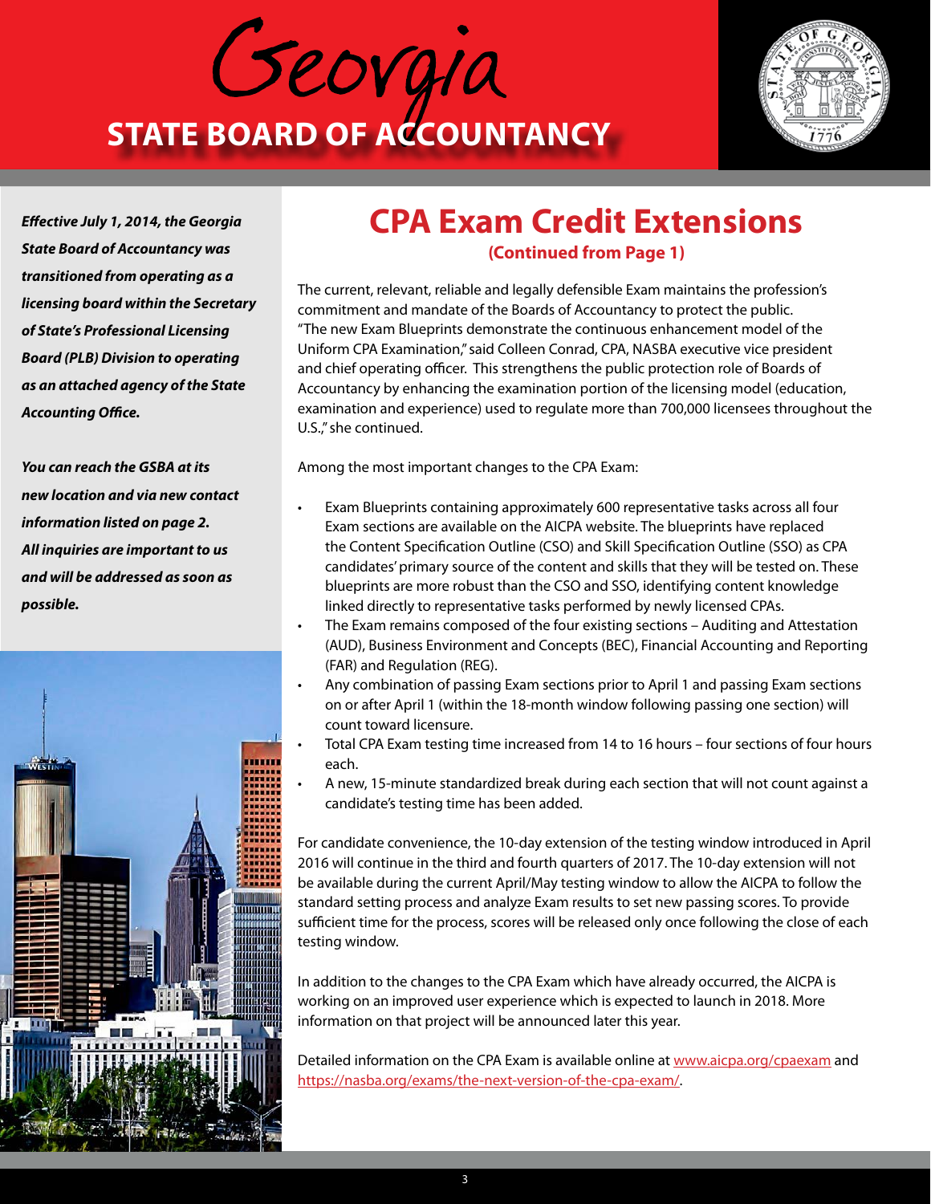# Georgia STATE BOARD OF ACCOUNTANCY

***Effective July 1, 2014, the Georgia State Board of Accountancy was transitioned from operating as a licensing board within the Secretary of State's Professional Licensing Board (PLB) Division to operating as an attached agency of the State Accounting Office.***

***You can reach the GSBA at its new location and via new contact information listed on page 2. All inquiries are important to us and will be addressed as soon as possible.***

## CPA Exam Credit Extensions

**(Continued from Page 1)**

The current, relevant, reliable and legally defensible Exam maintains the profession's commitment and mandate of the Boards of Accountancy to protect the public. "The new Exam Blueprints demonstrate the continuous enhancement model of the Uniform CPA Examination," said Colleen Conrad, CPA, NASBA executive vice president and chief operating officer. This strengthens the public protection role of Boards of Accountancy by enhancing the examination portion of the licensing model (education, examination and experience) used to regulate more than 700,000 licensees throughout the U.S.," she continued.

Among the most important changes to the CPA Exam:

- Exam Blueprints containing approximately 600 representative tasks across all four Exam sections are available on the AICPA website. The blueprints have replaced the Content Specification Outline (CSO) and Skill Specification Outline (SSO) as CPA candidates' primary source of the content and skills that they will be tested on. These blueprints are more robust than the CSO and SSO, identifying content knowledge linked directly to representative tasks performed by newly licensed CPAs.
- The Exam remains composed of the four existing sections – Auditing and Attestation (AUD), Business Environment and Concepts (BEC), Financial Accounting and Reporting (FAR) and Regulation (REG).
- Any combination of passing Exam sections prior to April 1 and passing Exam sections on or after April 1 (within the 18-month window following passing one section) will count toward licensure.
- Total CPA Exam testing time increased from 14 to 16 hours – four sections of four hours each.
- A new, 15-minute standardized break during each section that will not count against a candidate's testing time has been added.

For candidate convenience, the 10-day extension of the testing window introduced in April 2016 will continue in the third and fourth quarters of 2017. The 10-day extension will not be available during the current April/May testing window to allow the AICPA to follow the standard setting process and analyze Exam results to set new passing scores. To provide sufficient time for the process, scores will be released only once following the close of each testing window.

In addition to the changes to the CPA Exam which have already occurred, the AICPA is working on an improved user experience which is expected to launch in 2018. More information on that project will be announced later this year.

Detailed information on the CPA Exam is available online at www.aicpa.org/cpaexam and https://nasba.org/exams/the-next-version-of-the-cpa-exam/.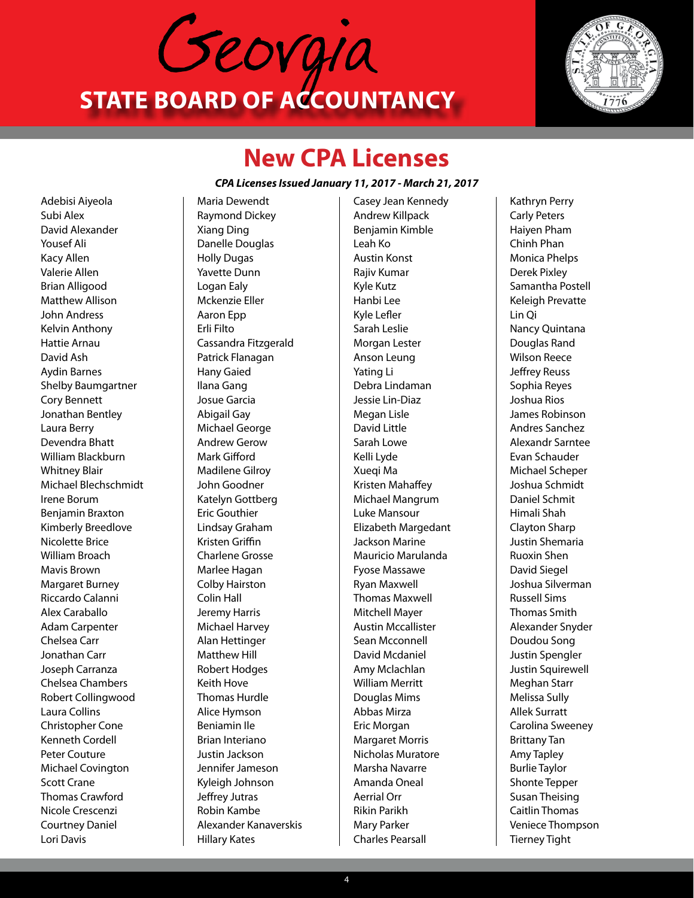# Georgia STATE BOARD OF ACCOUNTANCY

## New CPA Licenses

***CPA Licenses Issued January 11, 2017 - March 21, 2017***

Adebisi Aiyeola
Subi Alex
David Alexander
Yousef Ali
Kacy Allen
Valerie Allen
Brian Alligood
Matthew Allison
John Andress
Kelvin Anthony
Hattie Arnau
David Ash
Aydin Barnes
Shelby Baumgartner
Cory Bennett
Jonathan Bentley
Laura Berry
Devendra Bhatt
William Blackburn
Whitney Blair
Michael Blechschmidt
Irene Borum
Benjamin Braxton
Kimberly Breedlove
Nicolette Brice
William Broach
Mavis Brown
Margaret Burney
Riccardo Calanni
Alex Caraballo
Adam Carpenter
Chelsea Carr
Jonathan Carr
Joseph Carranza
Chelsea Chambers
Robert Collingwood
Laura Collins
Christopher Cone
Kenneth Cordell
Peter Couture
Michael Covington
Scott Crane
Thomas Crawford
Nicole Crescenzi
Courtney Daniel
Lori Davis
Maria Dewendt
Raymond Dickey
Xiang Ding
Danelle Douglas
Holly Dugas
Yavette Dunn
Logan Ealy
Mckenzie Eller
Aaron Epp
Erli Filto
Cassandra Fitzgerald
Patrick Flanagan
Hany Gaied
Ilana Gang
Josue Garcia
Abigail Gay
Michael George
Andrew Gerow
Mark Gifford
Madilene Gilroy
John Goodner
Katelyn Gottberg
Eric Gouthier
Lindsay Graham
Kristen Griffin
Charlene Grosse
Marlee Hagan
Colby Hairston
Colin Hall
Jeremy Harris
Michael Harvey
Alan Hettinger
Matthew Hill
Robert Hodges
Keith Hove
Thomas Hurdle
Alice Hymson
Beniamin Ile
Brian Interiano
Justin Jackson
Jennifer Jameson
Kyleigh Johnson
Jeffrey Jutras
Robin Kambe
Alexander Kanaverskis
Hillary Kates
Casey Jean Kennedy
Andrew Killpack
Benjamin Kimble
Leah Ko
Austin Konst
Rajiv Kumar
Kyle Kutz
Hanbi Lee
Kyle Lefler
Sarah Leslie
Morgan Lester
Anson Leung
Yating Li
Debra Lindaman
Jessie Lin-Diaz
Megan Lisle
David Little
Sarah Lowe
Kelli Lyde
Xueqi Ma
Kristen Mahaffey
Michael Mangrum
Luke Mansour
Elizabeth Margedant
Jackson Marine
Mauricio Marulanda
Fyose Massawe
Ryan Maxwell
Thomas Maxwell
Mitchell Mayer
Austin Mccallister
Sean Mcconnell
David Mcdaniel
Amy Mclachlan
William Merritt
Douglas Mims
Abbas Mirza
Eric Morgan
Margaret Morris
Nicholas Muratore
Marsha Navarre
Amanda Oneal
Aerrial Orr
Rikin Parikh
Mary Parker
Charles Pearsall
Kathryn Perry
Carly Peters
Haiyen Pham
Chinh Phan
Monica Phelps
Derek Pixley
Samantha Postell
Keleigh Prevatte
Lin Qi
Nancy Quintana
Douglas Rand
Wilson Reece
Jeffrey Reuss
Sophia Reyes
Joshua Rios
James Robinson
Andres Sanchez
Alexandr Sarntee
Evan Schauder
Michael Scheper
Joshua Schmidt
Daniel Schmit
Himali Shah
Clayton Sharp
Justin Shemaria
Ruoxin Shen
David Siegel
Joshua Silverman
Russell Sims
Thomas Smith
Alexander Snyder
Doudou Song
Justin Spengler
Justin Squirewell
Meghan Starr
Melissa Sully
Allek Surratt
Carolina Sweeney
Brittany Tan
Amy Tapley
Burlie Taylor
Shonte Tepper
Susan Theising
Caitlin Thomas
Veniece Thompson
Tierney Tight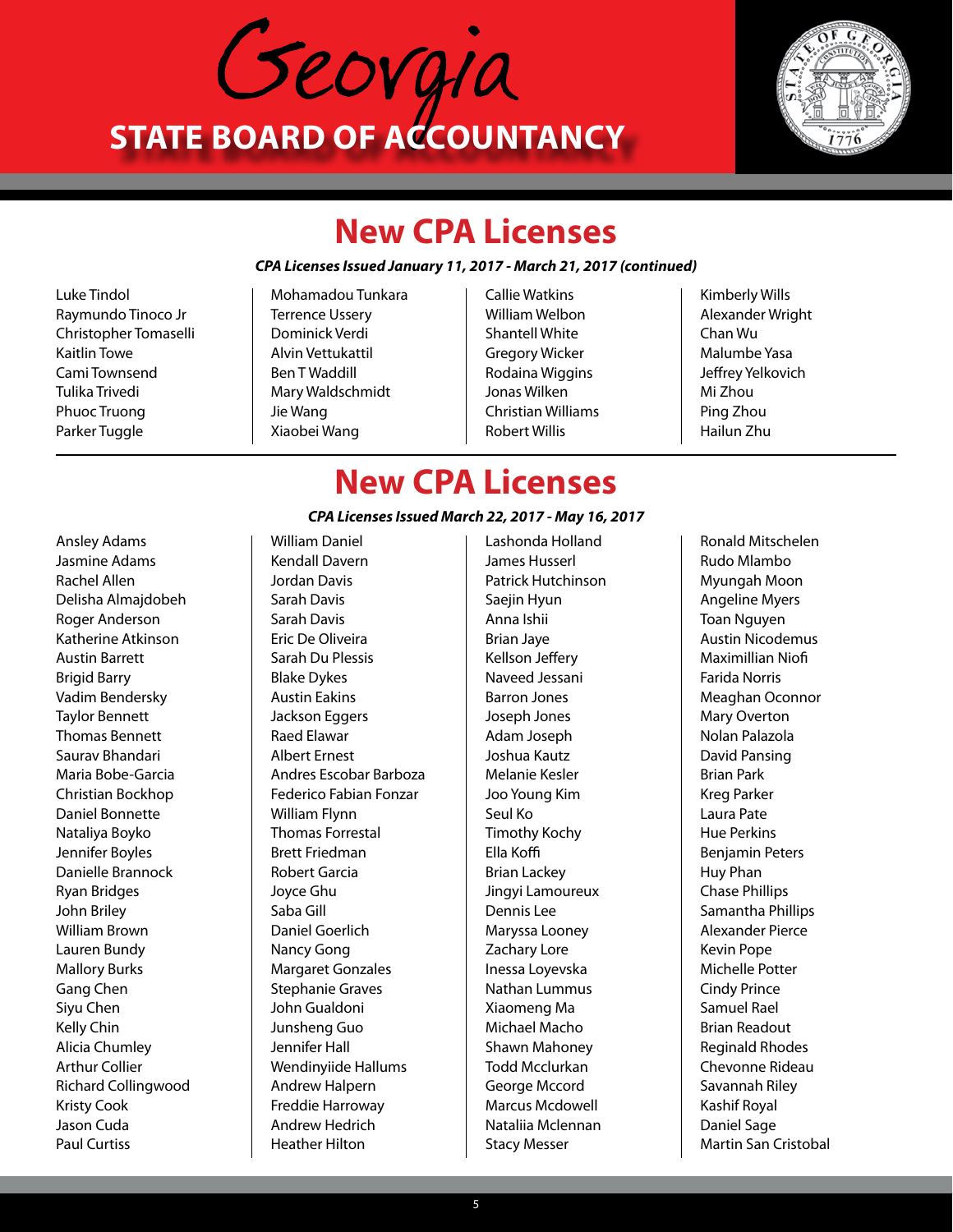# Georgia STATE BOARD OF ACCOUNTANCY

## New CPA Licenses

***CPA Licenses Issued January 11, 2017 - March 21, 2017 (continued)***

Luke Tindol
Raymundo Tinoco Jr
Christopher Tomaselli
Kaitlin Towe
Cami Townsend
Tulika Trivedi
Phuoc Truong
Parker Tuggle
Mohamadou Tunkara
Terrence Ussery
Dominick Verdi
Alvin Vettukattil
Ben T Waddill
Mary Waldschmidt
Jie Wang
Xiaobei Wang
Callie Watkins
William Welbon
Shantell White
Gregory Wicker
Rodaina Wiggins
Jonas Wilken
Christian Williams
Robert Willis
Kimberly Wills
Alexander Wright
Chan Wu
Malumbe Yasa
Jeffrey Yelkovich
Mi Zhou
Ping Zhou
Hailun Zhu

## New CPA Licenses

***CPA Licenses Issued March 22, 2017 - May 16, 2017***

Ansley Adams
Jasmine Adams
Rachel Allen
Delisha Almajdobeh
Roger Anderson
Katherine Atkinson
Austin Barrett
Brigid Barry
Vadim Bendersky
Taylor Bennett
Thomas Bennett
Saurav Bhandari
Maria Bobe-Garcia
Christian Bockhop
Daniel Bonnette
Nataliya Boyko
Jennifer Boyles
Danielle Brannock
Ryan Bridges
John Briley
William Brown
Lauren Bundy
Mallory Burks
Gang Chen
Siyu Chen
Kelly Chin
Alicia Chumley
Arthur Collier
Richard Collingwood
Kristy Cook
Jason Cuda
Paul Curtiss
William Daniel
Kendall Davern
Jordan Davis
Sarah Davis
Sarah Davis
Eric De Oliveira
Sarah Du Plessis
Blake Dykes
Austin Eakins
Jackson Eggers
Raed Elawar
Albert Ernest
Andres Escobar Barboza
Federico Fabian Fonzar
William Flynn
Thomas Forrestal
Brett Friedman
Robert Garcia
Joyce Ghu
Saba Gill
Daniel Goerlich
Nancy Gong
Margaret Gonzales
Stephanie Graves
John Gualdoni
Junsheng Guo
Jennifer Hall
Wendinyiide Hallums
Andrew Halpern
Freddie Harroway
Andrew Hedrich
Heather Hilton
Lashonda Holland
James Husserl
Patrick Hutchinson
Saejin Hyun
Anna Ishii
Brian Jaye
Kellson Jeffery
Naveed Jessani
Barron Jones
Joseph Jones
Adam Joseph
Joshua Kautz
Melanie Kesler
Joo Young Kim
Seul Ko
Timothy Kochy
Ella Koffi
Brian Lackey
Jingyi Lamoureux
Dennis Lee
Maryssa Looney
Zachary Lore
Inessa Loyevska
Nathan Lummus
Xiaomeng Ma
Michael Macho
Shawn Mahoney
Todd Mcclurkan
George Mccord
Marcus Mcdowell
Nataliia Mclennan
Stacy Messer
Ronald Mitschelen
Rudo Mlambo
Myungah Moon
Angeline Myers
Toan Nguyen
Austin Nicodemus
Maximillian Niofi
Farida Norris
Meaghan Oconnor
Mary Overton
Nolan Palazola
David Pansing
Brian Park
Kreg Parker
Laura Pate
Hue Perkins
Benjamin Peters
Huy Phan
Chase Phillips
Samantha Phillips
Alexander Pierce
Kevin Pope
Michelle Potter
Cindy Prince
Samuel Rael
Brian Readout
Reginald Rhodes
Chevonne Rideau
Savannah Riley
Kashif Royal
Daniel Sage
Martin San Cristobal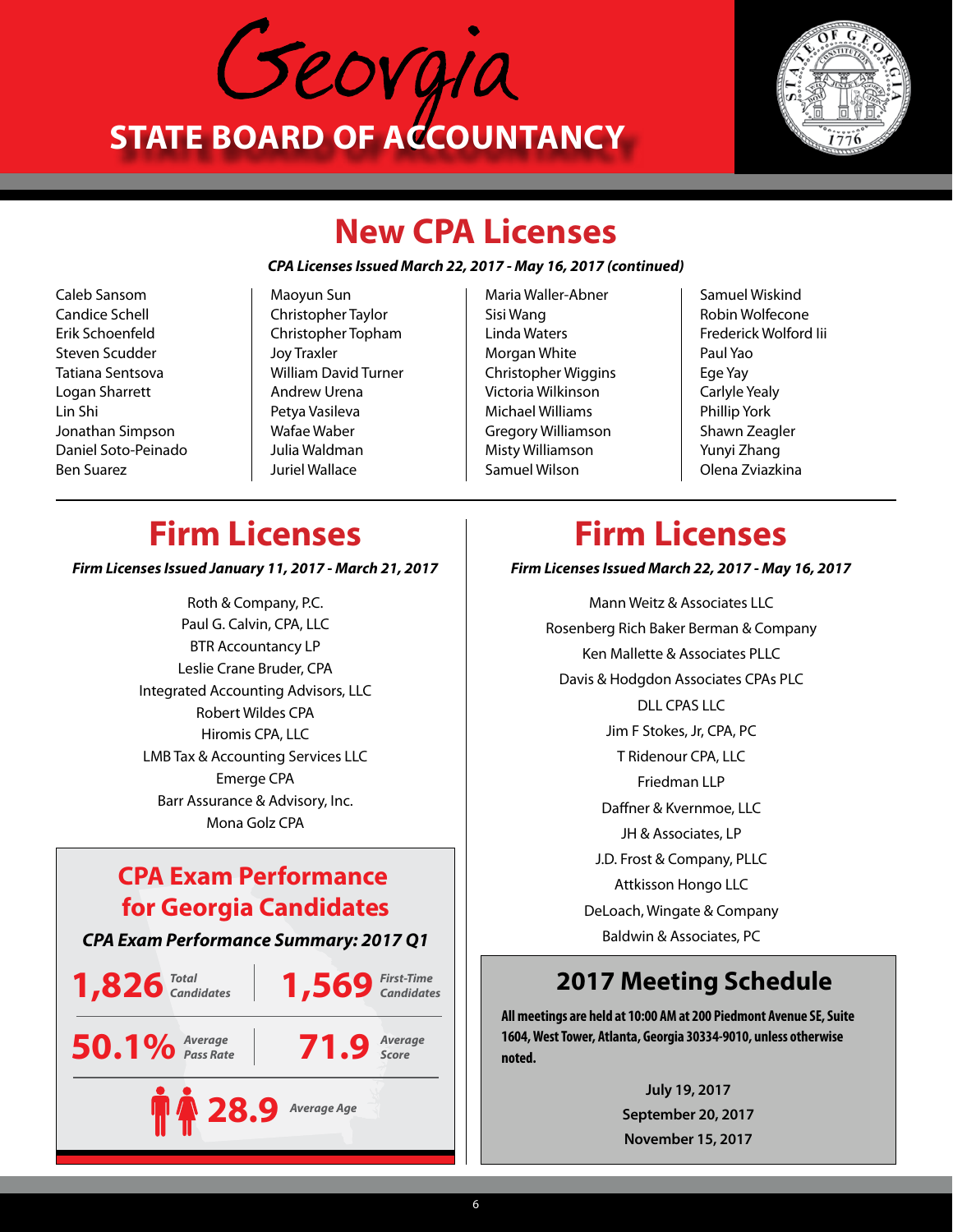# Georgia STATE BOARD OF ACCOUNTANCY

## New CPA Licenses

***CPA Licenses Issued March 22, 2017 - May 16, 2017 (continued)***

Caleb Sansom
Candice Schell
Erik Schoenfeld
Steven Scudder
Tatiana Sentsova
Logan Sharrett
Lin Shi
Jonathan Simpson
Daniel Soto-Peinado
Ben Suarez
Maoyun Sun
Christopher Taylor
Christopher Topham
Joy Traxler
William David Turner
Andrew Urena
Petya Vasileva
Wafae Waber
Julia Waldman
Juriel Wallace
Maria Waller-Abner
Sisi Wang
Linda Waters
Morgan White
Christopher Wiggins
Victoria Wilkinson
Michael Williams
Gregory Williamson
Misty Williamson
Samuel Wilson
Samuel Wiskind
Robin Wolfecone
Frederick Wolford Iii
Paul Yao
Ege Yay
Carlyle Yealy
Phillip York
Shawn Zeagler
Yunyi Zhang
Olena Zviazkina

## Firm Licenses

***Firm Licenses Issued January 11, 2017 - March 21, 2017***

Roth & Company, P.C.
Paul G. Calvin, CPA, LLC
BTR Accountancy LP
Leslie Crane Bruder, CPA
Integrated Accounting Advisors, LLC
Robert Wildes CPA
Hiromis CPA, LLC
LMB Tax & Accounting Services LLC
Emerge CPA
Barr Assurance & Advisory, Inc.
Mona Golz CPA

## CPA Exam Performance for Georgia Candidates

***CPA Exam Performance Summary: 2017 Q1***

**1,826** *Total Candidates*

**1,569** *First-Time Candidates*

**50.1%** *Average Pass Rate*

**71.9** *Average Score*

**28.9** *Average Age*

## Firm Licenses

***Firm Licenses Issued March 22, 2017 - May 16, 2017***

Mann Weitz & Associates LLC
Rosenberg Rich Baker Berman & Company
Ken Mallette & Associates PLLC
Davis & Hodgdon Associates CPAs PLC
DLL CPAS LLC
Jim F Stokes, Jr, CPA, PC
T Ridenour CPA, LLC
Friedman LLP
Daffner & Kvernmoe, LLC
JH & Associates, LP
J.D. Frost & Company, PLLC
Attkisson Hongo LLC
DeLoach, Wingate & Company
Baldwin & Associates, PC

## 2017 Meeting Schedule

**All meetings are held at 10:00 AM at 200 Piedmont Avenue SE, Suite 1604, West Tower, Atlanta, Georgia 30334-9010, unless otherwise noted.**

**July 19, 2017**
**September 20, 2017**
**November 15, 2017**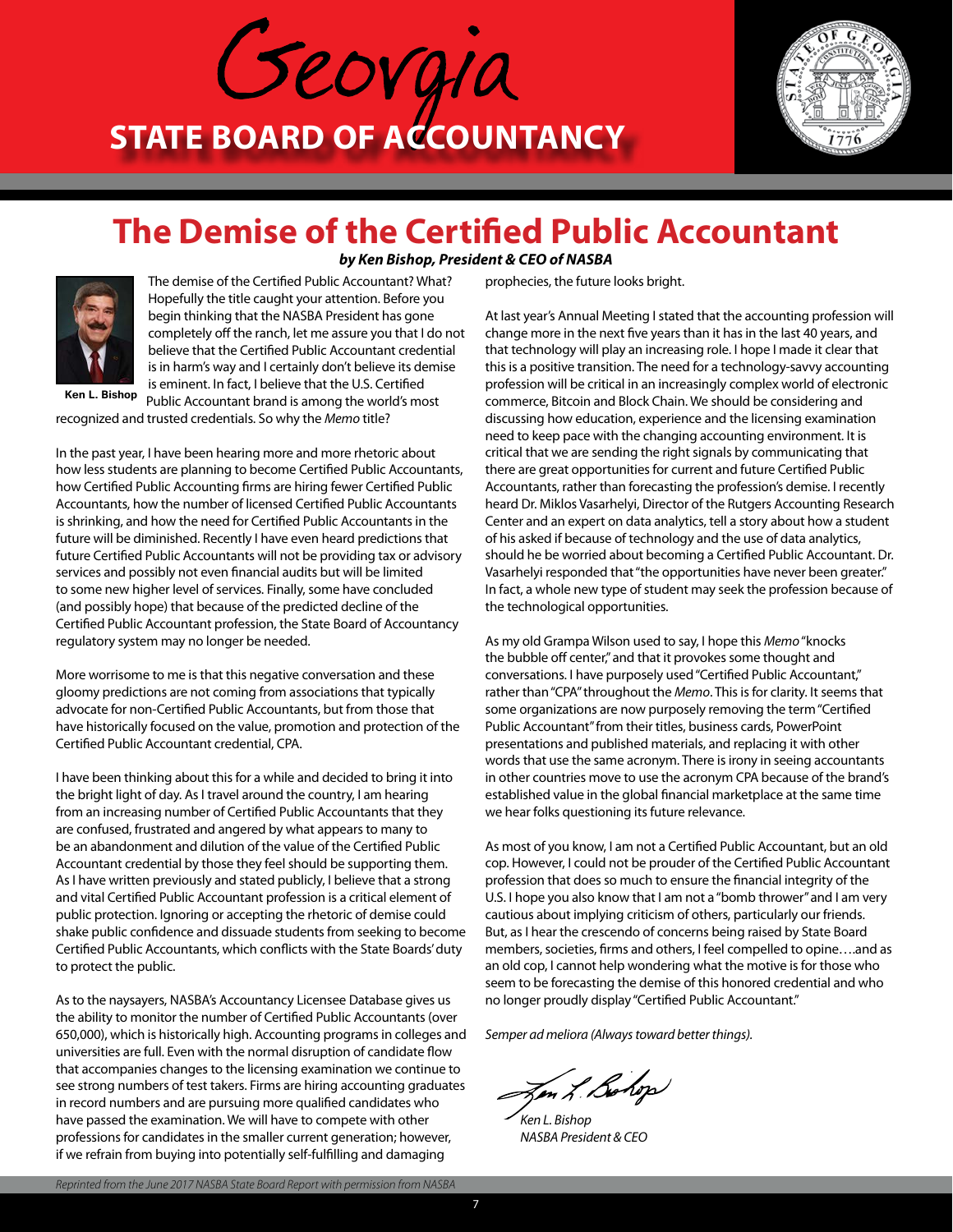# Georgia STATE BOARD OF ACCOUNTANCY

## The Demise of the Certified Public Accountant

***by Ken Bishop, President & CEO of NASBA***

Ken L. Bishop

The demise of the Certified Public Accountant? What? Hopefully the title caught your attention. Before you begin thinking that the NASBA President has gone completely off the ranch, let me assure you that I do not believe that the Certified Public Accountant credential is in harm's way and I certainly don't believe its demise is eminent. In fact, I believe that the U.S. Certified Public Accountant brand is among the world's most recognized and trusted credentials. So why the *Memo* title?

In the past year, I have been hearing more and more rhetoric about how less students are planning to become Certified Public Accountants, how Certified Public Accounting firms are hiring fewer Certified Public Accountants, how the number of licensed Certified Public Accountants is shrinking, and how the need for Certified Public Accountants in the future will be diminished. Recently I have even heard predictions that future Certified Public Accountants will not be providing tax or advisory services and possibly not even financial audits but will be limited to some new higher level of services. Finally, some have concluded (and possibly hope) that because of the predicted decline of the Certified Public Accountant profession, the State Board of Accountancy regulatory system may no longer be needed.

More worrisome to me is that this negative conversation and these gloomy predictions are not coming from associations that typically advocate for non-Certified Public Accountants, but from those that have historically focused on the value, promotion and protection of the Certified Public Accountant credential, CPA.

I have been thinking about this for a while and decided to bring it into the bright light of day. As I travel around the country, I am hearing from an increasing number of Certified Public Accountants that they are confused, frustrated and angered by what appears to many to be an abandonment and dilution of the value of the Certified Public Accountant credential by those they feel should be supporting them. As I have written previously and stated publicly, I believe that a strong and vital Certified Public Accountant profession is a critical element of public protection. Ignoring or accepting the rhetoric of demise could shake public confidence and dissuade students from seeking to become Certified Public Accountants, which conflicts with the State Boards' duty to protect the public.

As to the naysayers, NASBA's Accountancy Licensee Database gives us the ability to monitor the number of Certified Public Accountants (over 650,000), which is historically high. Accounting programs in colleges and universities are full. Even with the normal disruption of candidate flow that accompanies changes to the licensing examination we continue to see strong numbers of test takers. Firms are hiring accounting graduates in record numbers and are pursuing more qualified candidates who have passed the examination. We will have to compete with other professions for candidates in the smaller current generation; however, if we refrain from buying into potentially self-fulfilling and damaging prophecies, the future looks bright.

At last year's Annual Meeting I stated that the accounting profession will change more in the next five years than it has in the last 40 years, and that technology will play an increasing role. I hope I made it clear that this is a positive transition. The need for a technology-savvy accounting profession will be critical in an increasingly complex world of electronic commerce, Bitcoin and Block Chain. We should be considering and discussing how education, experience and the licensing examination need to keep pace with the changing accounting environment. It is critical that we are sending the right signals by communicating that there are great opportunities for current and future Certified Public Accountants, rather than forecasting the profession's demise. I recently heard Dr. Miklos Vasarhelyi, Director of the Rutgers Accounting Research Center and an expert on data analytics, tell a story about how a student of his asked if because of technology and the use of data analytics, should he be worried about becoming a Certified Public Accountant. Dr. Vasarhelyi responded that "the opportunities have never been greater." In fact, a whole new type of student may seek the profession because of the technological opportunities.

As my old Grampa Wilson used to say, I hope this *Memo* "knocks the bubble off center," and that it provokes some thought and conversations. I have purposely used "Certified Public Accountant," rather than "CPA" throughout the *Memo*. This is for clarity. It seems that some organizations are now purposely removing the term "Certified Public Accountant" from their titles, business cards, PowerPoint presentations and published materials, and replacing it with other words that use the same acronym. There is irony in seeing accountants in other countries move to use the acronym CPA because of the brand's established value in the global financial marketplace at the same time we hear folks questioning its future relevance.

As most of you know, I am not a Certified Public Accountant, but an old cop. However, I could not be prouder of the Certified Public Accountant profession that does so much to ensure the financial integrity of the U.S. I hope you also know that I am not a "bomb thrower" and I am very cautious about implying criticism of others, particularly our friends. But, as I hear the crescendo of concerns being raised by State Board members, societies, firms and others, I feel compelled to opine….and as an old cop, I cannot help wondering what the motive is for those who seem to be forecasting the demise of this honored credential and who no longer proudly display "Certified Public Accountant."

*Semper ad meliora (Always toward better things).*

*Ken L. Bishop*
*NASBA President & CEO*

*Reprinted from the June 2017 NASBA State Board Report with permission from NASBA*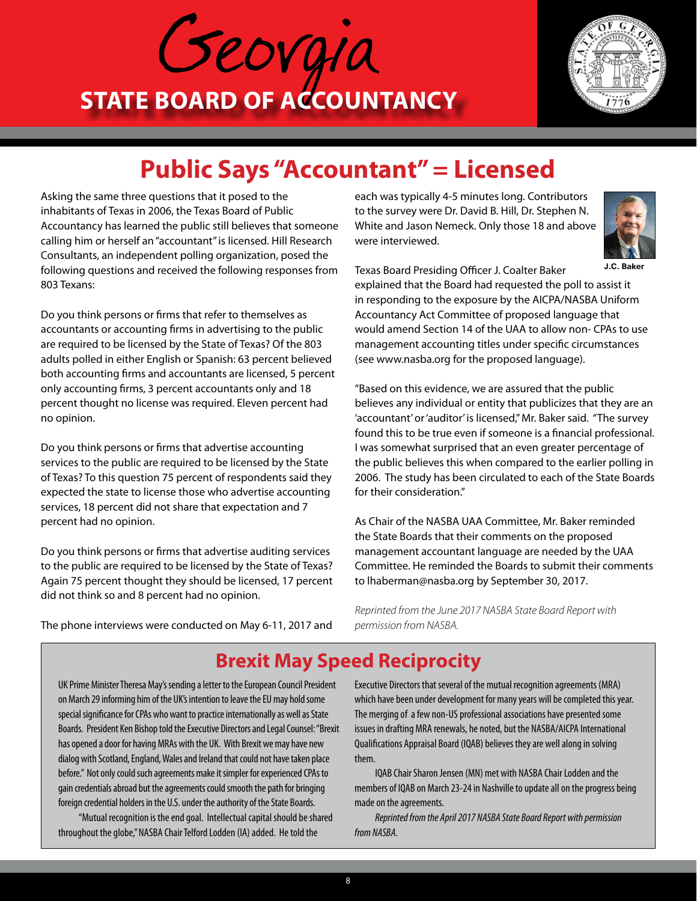# Georgia STATE BOARD OF ACCOUNTANCY

## Public Says "Accountant" = Licensed

Asking the same three questions that it posed to the inhabitants of Texas in 2006, the Texas Board of Public Accountancy has learned the public still believes that someone calling him or herself an "accountant" is licensed. Hill Research Consultants, an independent polling organization, posed the following questions and received the following responses from 803 Texans:

Do you think persons or firms that refer to themselves as accountants or accounting firms in advertising to the public are required to be licensed by the State of Texas? Of the 803 adults polled in either English or Spanish: 63 percent believed both accounting firms and accountants are licensed, 5 percent only accounting firms, 3 percent accountants only and 18 percent thought no license was required. Eleven percent had no opinion.

Do you think persons or firms that advertise accounting services to the public are required to be licensed by the State of Texas? To this question 75 percent of respondents said they expected the state to license those who advertise accounting services, 18 percent did not share that expectation and 7 percent had no opinion.

Do you think persons or firms that advertise auditing services to the public are required to be licensed by the State of Texas? Again 75 percent thought they should be licensed, 17 percent did not think so and 8 percent had no opinion.

The phone interviews were conducted on May 6-11, 2017 and each was typically 4-5 minutes long. Contributors to the survey were Dr. David B. Hill, Dr. Stephen N. White and Jason Nemeck. Only those 18 and above were interviewed.

J.C. Baker

Texas Board Presiding Officer J. Coalter Baker explained that the Board had requested the poll to assist it in responding to the exposure by the AICPA/NASBA Uniform Accountancy Act Committee of proposed language that would amend Section 14 of the UAA to allow non- CPAs to use management accounting titles under specific circumstances (see www.nasba.org for the proposed language).

"Based on this evidence, we are assured that the public believes any individual or entity that publicizes that they are an 'accountant' or 'auditor' is licensed," Mr. Baker said. "The survey found this to be true even if someone is a financial professional. I was somewhat surprised that an even greater percentage of the public believes this when compared to the earlier polling in 2006. The study has been circulated to each of the State Boards for their consideration."

As Chair of the NASBA UAA Committee, Mr. Baker reminded the State Boards that their comments on the proposed management accountant language are needed by the UAA Committee. He reminded the Boards to submit their comments to lhaberman@nasba.org by September 30, 2017.

*Reprinted from the June 2017 NASBA State Board Report with permission from NASBA.*

## Brexit May Speed Reciprocity

UK Prime Minister Theresa May's sending a letter to the European Council President on March 29 informing him of the UK's intention to leave the EU may hold some special significance for CPAs who want to practice internationally as well as State Boards. President Ken Bishop told the Executive Directors and Legal Counsel: "Brexit has opened a door for having MRAs with the UK. With Brexit we may have new dialog with Scotland, England, Wales and Ireland that could not have taken place before." Not only could such agreements make it simpler for experienced CPAs to gain credentials abroad but the agreements could smooth the path for bringing foreign credential holders in the U.S. under the authority of the State Boards.

"Mutual recognition is the end goal. Intellectual capital should be shared throughout the globe," NASBA Chair Telford Lodden (IA) added. He told the Executive Directors that several of the mutual recognition agreements (MRA) which have been under development for many years will be completed this year. The merging of a few non-US professional associations have presented some issues in drafting MRA renewals, he noted, but the NASBA/AICPA International Qualifications Appraisal Board (IQAB) believes they are well along in solving them.

IQAB Chair Sharon Jensen (MN) met with NASBA Chair Lodden and the members of IQAB on March 23-24 in Nashville to update all on the progress being made on the agreements.

*Reprinted from the April 2017 NASBA State Board Report with permission from NASBA.*